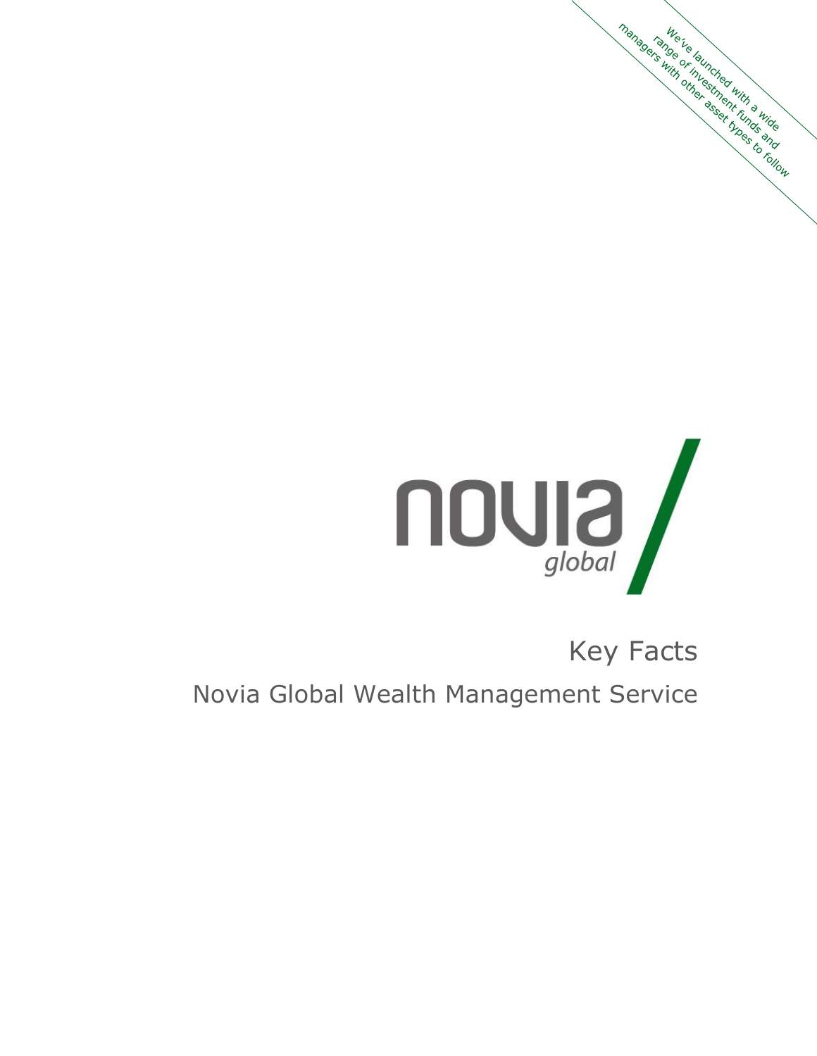We've launched with a wide range of investment funds and managers with other asset types to follow

novia global

# Key Facts

## Novia Global Wealth Management Service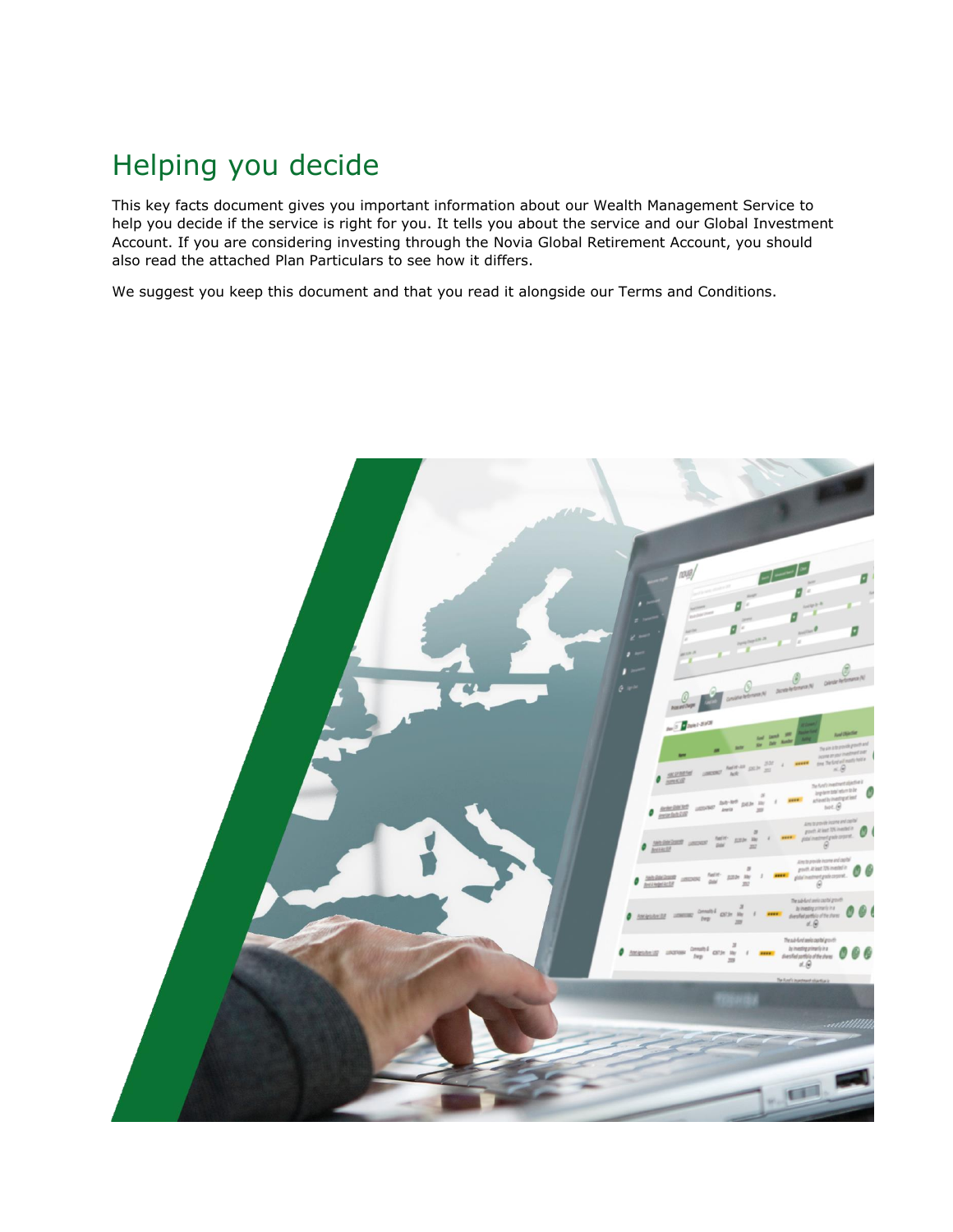# Helping you decide

This key facts document gives you important information about our Wealth Management Service to help you decide if the service is right for you. It tells you about the service and our Global Investment Account. If you are considering investing through the Novia Global Retirement Account, you should also read the attached Plan Particulars to see how it differs.

We suggest you keep this document and that you read it alongside our Terms and Conditions.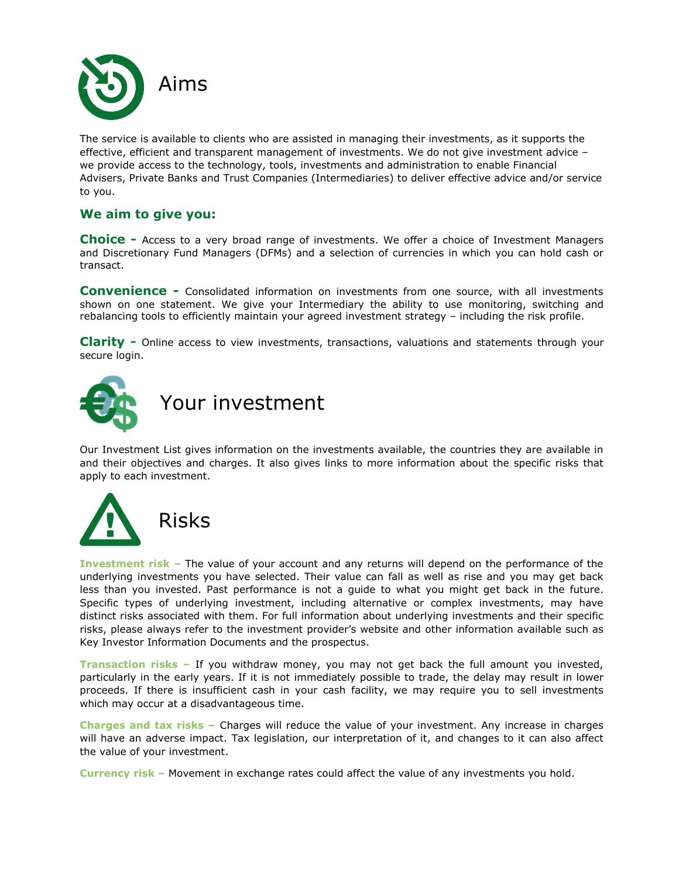# Aims

The service is available to clients who are assisted in managing their investments, as it supports the effective, efficient and transparent management of investments. We do not give investment advice – we provide access to the technology, tools, investments and administration to enable Financial Advisers, Private Banks and Trust Companies (Intermediaries) to deliver effective advice and/or service to you.

### We aim to give you:

**Choice -** Access to a very broad range of investments. We offer a choice of Investment Managers and Discretionary Fund Managers (DFMs) and a selection of currencies in which you can hold cash or transact.

**Convenience -** Consolidated information on investments from one source, with all investments shown on one statement. We give your Intermediary the ability to use monitoring, switching and rebalancing tools to efficiently maintain your agreed investment strategy – including the risk profile.

**Clarity -** Online access to view investments, transactions, valuations and statements through your secure login.

# Your investment

Our Investment List gives information on the investments available, the countries they are available in and their objectives and charges. It also gives links to more information about the specific risks that apply to each investment.

# Risks

**Investment risk –** The value of your account and any returns will depend on the performance of the underlying investments you have selected. Their value can fall as well as rise and you may get back less than you invested. Past performance is not a guide to what you might get back in the future. Specific types of underlying investment, including alternative or complex investments, may have distinct risks associated with them. For full information about underlying investments and their specific risks, please always refer to the investment provider's website and other information available such as Key Investor Information Documents and the prospectus.

**Transaction risks –** If you withdraw money, you may not get back the full amount you invested, particularly in the early years. If it is not immediately possible to trade, the delay may result in lower proceeds. If there is insufficient cash in your cash facility, we may require you to sell investments which may occur at a disadvantageous time.

**Charges and tax risks –** Charges will reduce the value of your investment. Any increase in charges will have an adverse impact. Tax legislation, our interpretation of it, and changes to it can also affect the value of your investment.

**Currency risk –** Movement in exchange rates could affect the value of any investments you hold.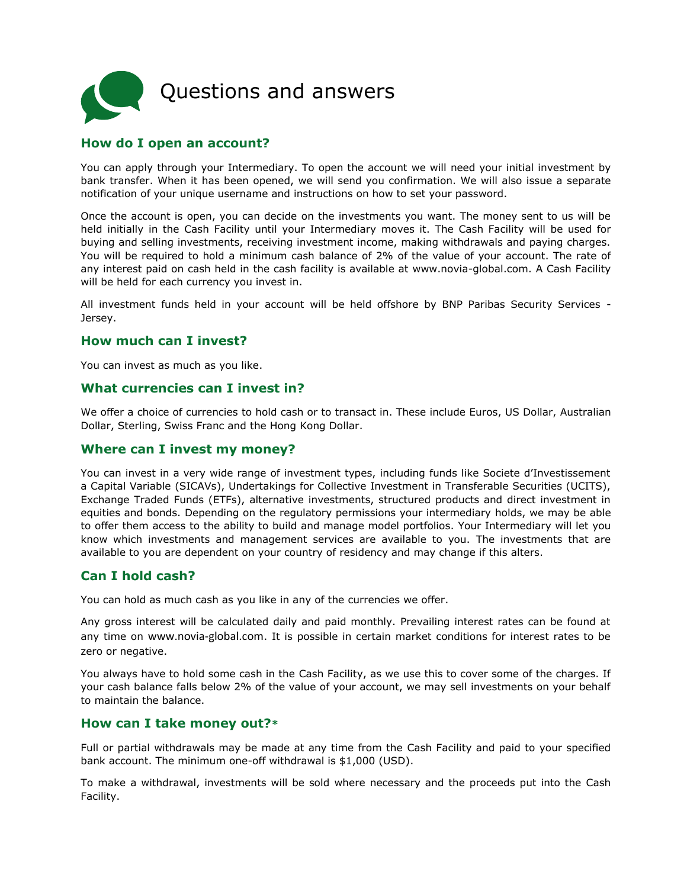# Questions and answers

## How do I open an account?

You can apply through your Intermediary. To open the account we will need your initial investment by bank transfer. When it has been opened, we will send you confirmation. We will also issue a separate notification of your unique username and instructions on how to set your password.

Once the account is open, you can decide on the investments you want. The money sent to us will be held initially in the Cash Facility until your Intermediary moves it. The Cash Facility will be used for buying and selling investments, receiving investment income, making withdrawals and paying charges. You will be required to hold a minimum cash balance of 2% of the value of your account. The rate of any interest paid on cash held in the cash facility is available at www.novia-global.com. A Cash Facility will be held for each currency you invest in.

All investment funds held in your account will be held offshore by BNP Paribas Security Services - Jersey.

## How much can I invest?

You can invest as much as you like.

## What currencies can I invest in?

We offer a choice of currencies to hold cash or to transact in. These include Euros, US Dollar, Australian Dollar, Sterling, Swiss Franc and the Hong Kong Dollar.

## Where can I invest my money?

You can invest in a very wide range of investment types, including funds like Societe d'Investissement a Capital Variable (SICAVs), Undertakings for Collective Investment in Transferable Securities (UCITS), Exchange Traded Funds (ETFs), alternative investments, structured products and direct investment in equities and bonds. Depending on the regulatory permissions your intermediary holds, we may be able to offer them access to the ability to build and manage model portfolios. Your Intermediary will let you know which investments and management services are available to you. The investments that are available to you are dependent on your country of residency and may change if this alters.

## Can I hold cash?

You can hold as much cash as you like in any of the currencies we offer.

Any gross interest will be calculated daily and paid monthly. Prevailing interest rates can be found at any time on www.novia-global.com. It is possible in certain market conditions for interest rates to be zero or negative.

You always have to hold some cash in the Cash Facility, as we use this to cover some of the charges. If your cash balance falls below 2% of the value of your account, we may sell investments on your behalf to maintain the balance.

## How can I take money out?*

Full or partial withdrawals may be made at any time from the Cash Facility and paid to your specified bank account. The minimum one-off withdrawal is $1,000 (USD).

To make a withdrawal, investments will be sold where necessary and the proceeds put into the Cash Facility.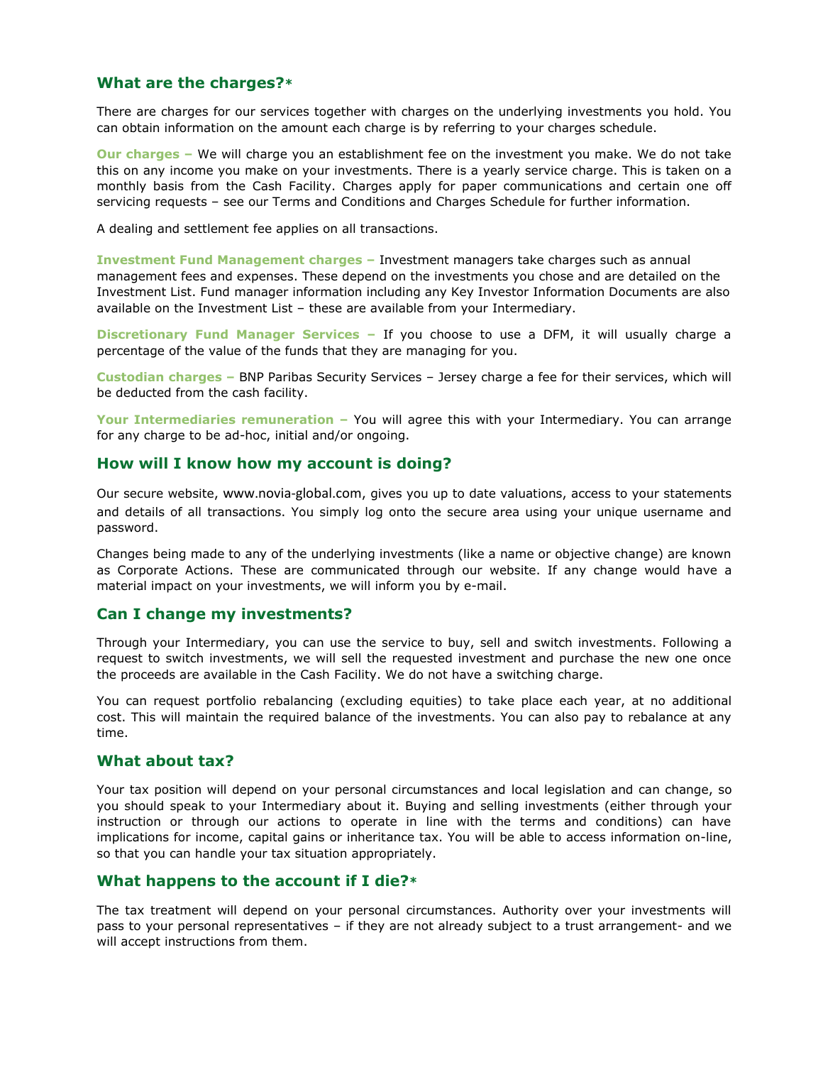## What are the charges?*

There are charges for our services together with charges on the underlying investments you hold. You can obtain information on the amount each charge is by referring to your charges schedule.

**Our charges –** We will charge you an establishment fee on the investment you make. We do not take this on any income you make on your investments. There is a yearly service charge. This is taken on a monthly basis from the Cash Facility. Charges apply for paper communications and certain one off servicing requests – see our Terms and Conditions and Charges Schedule for further information.

A dealing and settlement fee applies on all transactions.

**Investment Fund Management charges –** Investment managers take charges such as annual management fees and expenses. These depend on the investments you chose and are detailed on the Investment List. Fund manager information including any Key Investor Information Documents are also available on the Investment List – these are available from your Intermediary.

**Discretionary Fund Manager Services –** If you choose to use a DFM, it will usually charge a percentage of the value of the funds that they are managing for you.

**Custodian charges –** BNP Paribas Security Services – Jersey charge a fee for their services, which will be deducted from the cash facility.

**Your Intermediaries remuneration –** You will agree this with your Intermediary. You can arrange for any charge to be ad-hoc, initial and/or ongoing.

## How will I know how my account is doing?

Our secure website, www.novia-global.com, gives you up to date valuations, access to your statements and details of all transactions. You simply log onto the secure area using your unique username and password.

Changes being made to any of the underlying investments (like a name or objective change) are known as Corporate Actions. These are communicated through our website. If any change would have a material impact on your investments, we will inform you by e-mail.

## Can I change my investments?

Through your Intermediary, you can use the service to buy, sell and switch investments. Following a request to switch investments, we will sell the requested investment and purchase the new one once the proceeds are available in the Cash Facility. We do not have a switching charge.

You can request portfolio rebalancing (excluding equities) to take place each year, at no additional cost. This will maintain the required balance of the investments. You can also pay to rebalance at any time.

## What about tax?

Your tax position will depend on your personal circumstances and local legislation and can change, so you should speak to your Intermediary about it. Buying and selling investments (either through your instruction or through our actions to operate in line with the terms and conditions) can have implications for income, capital gains or inheritance tax. You will be able to access information on-line, so that you can handle your tax situation appropriately.

## What happens to the account if I die?*

The tax treatment will depend on your personal circumstances. Authority over your investments will pass to your personal representatives – if they are not already subject to a trust arrangement- and we will accept instructions from them.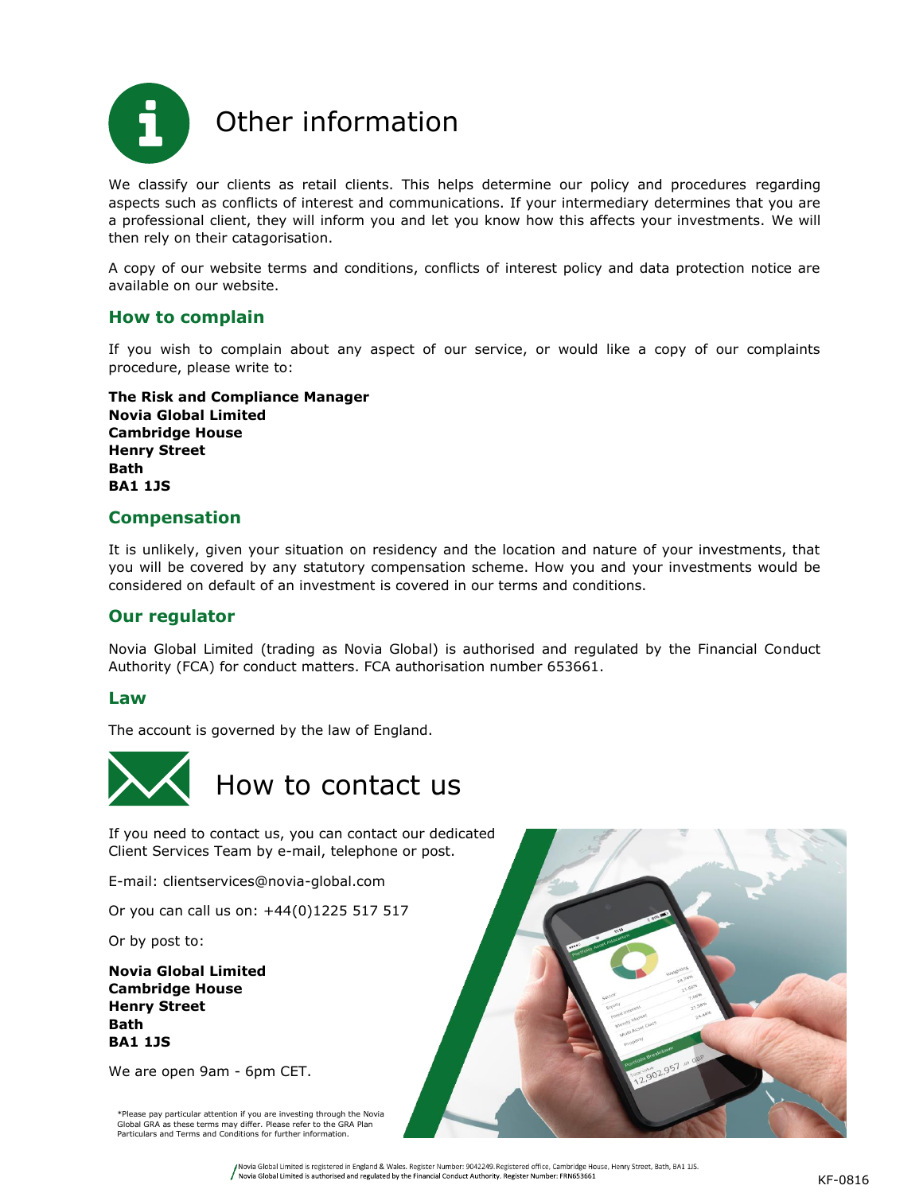# Other information

We classify our clients as retail clients. This helps determine our policy and procedures regarding aspects such as conflicts of interest and communications. If your intermediary determines that you are a professional client, they will inform you and let you know how this affects your investments. We will then rely on their catagorisation.

A copy of our website terms and conditions, conflicts of interest policy and data protection notice are available on our website.

## How to complain

If you wish to complain about any aspect of our service, or would like a copy of our complaints procedure, please write to:

**The Risk and Compliance Manager**
**Novia Global Limited**
**Cambridge House**
**Henry Street**
**Bath**
**BA1 1JS**

## Compensation

It is unlikely, given your situation on residency and the location and nature of your investments, that you will be covered by any statutory compensation scheme. How you and your investments would be considered on default of an investment is covered in our terms and conditions.

## Our regulator

Novia Global Limited (trading as Novia Global) is authorised and regulated by the Financial Conduct Authority (FCA) for conduct matters. FCA authorisation number 653661.

## Law

The account is governed by the law of England.

# How to contact us

If you need to contact us, you can contact our dedicated Client Services Team by e-mail, telephone or post.

E-mail: clientservices@novia-global.com

Or you can call us on: +44(0)1225 517 517

Or by post to:

**Novia Global Limited**
**Cambridge House**
**Henry Street**
**Bath**
**BA1 1JS**

We are open 9am - 6pm CET.

*Please pay particular attention if you are investing through the Novia Global GRA as these terms may differ. Please refer to the GRA Plan Particulars and Terms and Conditions for further information.

Novia Global Limited is registered in England & Wales. Register Number: 9042249. Registered office, Cambridge House, Henry Street, Bath, BA1 1JS.
Novia Global Limited is authorised and regulated by the Financial Conduct Authority. Register Number: FRN653661

KF-0816